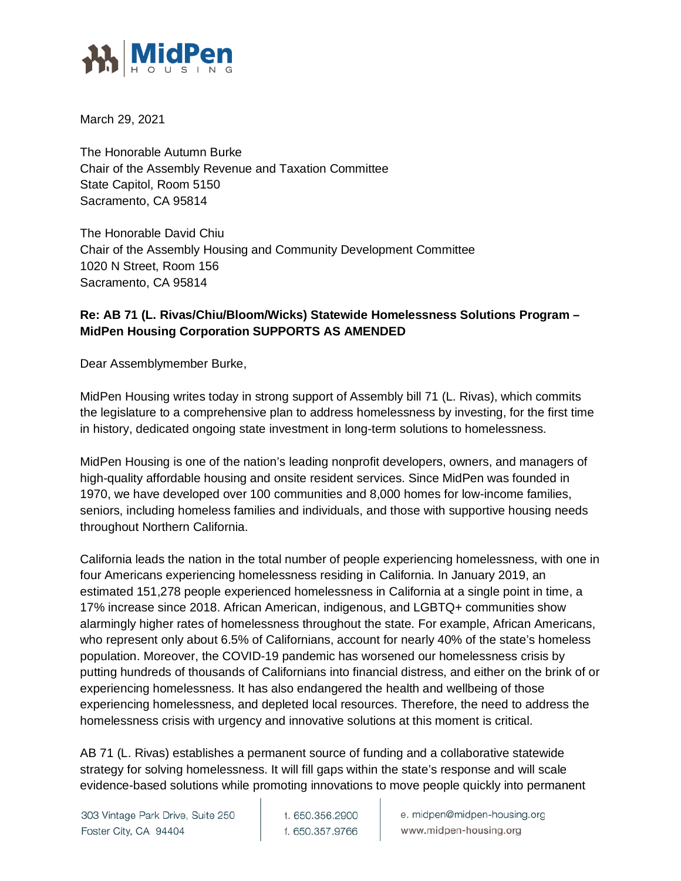MidPen HOUSING

March 29, 2021

The Honorable Autumn Burke
Chair of the Assembly Revenue and Taxation Committee
State Capitol, Room 5150
Sacramento, CA 95814

The Honorable David Chiu
Chair of the Assembly Housing and Community Development Committee
1020 N Street, Room 156
Sacramento, CA 95814

**Re: AB 71 (L. Rivas/Chiu/Bloom/Wicks) Statewide Homelessness Solutions Program – MidPen Housing Corporation SUPPORTS AS AMENDED**

Dear Assemblymember Burke,

MidPen Housing writes today in strong support of Assembly bill 71 (L. Rivas), which commits the legislature to a comprehensive plan to address homelessness by investing, for the first time in history, dedicated ongoing state investment in long-term solutions to homelessness.

MidPen Housing is one of the nation's leading nonprofit developers, owners, and managers of high-quality affordable housing and onsite resident services. Since MidPen was founded in 1970, we have developed over 100 communities and 8,000 homes for low-income families, seniors, including homeless families and individuals, and those with supportive housing needs throughout Northern California.

California leads the nation in the total number of people experiencing homelessness, with one in four Americans experiencing homelessness residing in California. In January 2019, an estimated 151,278 people experienced homelessness in California at a single point in time, a 17% increase since 2018. African American, indigenous, and LGBTQ+ communities show alarmingly higher rates of homelessness throughout the state. For example, African Americans, who represent only about 6.5% of Californians, account for nearly 40% of the state's homeless population. Moreover, the COVID-19 pandemic has worsened our homelessness crisis by putting hundreds of thousands of Californians into financial distress, and either on the brink of or experiencing homelessness. It has also endangered the health and wellbeing of those experiencing homelessness, and depleted local resources. Therefore, the need to address the homelessness crisis with urgency and innovative solutions at this moment is critical.

AB 71 (L. Rivas) establishes a permanent source of funding and a collaborative statewide strategy for solving homelessness. It will fill gaps within the state's response and will scale evidence-based solutions while promoting innovations to move people quickly into permanent

303 Vintage Park Drive, Suite 250
Foster City, CA 94404

t. 650.356.2900
f. 650.357.9766

e. midpen@midpen-housing.org
www.midpen-housing.org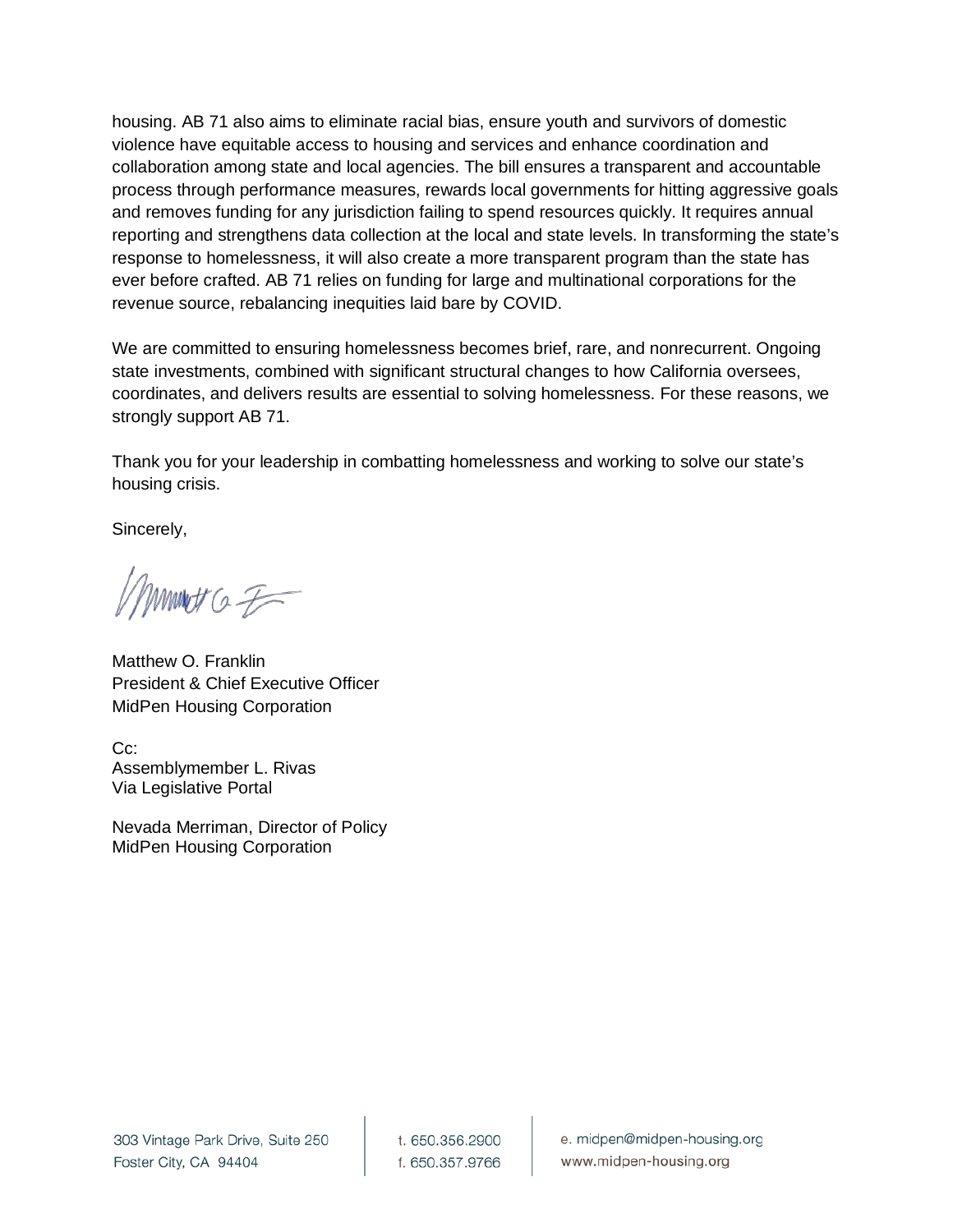housing. AB 71 also aims to eliminate racial bias, ensure youth and survivors of domestic violence have equitable access to housing and services and enhance coordination and collaboration among state and local agencies. The bill ensures a transparent and accountable process through performance measures, rewards local governments for hitting aggressive goals and removes funding for any jurisdiction failing to spend resources quickly. It requires annual reporting and strengthens data collection at the local and state levels. In transforming the state's response to homelessness, it will also create a more transparent program than the state has ever before crafted. AB 71 relies on funding for large and multinational corporations for the revenue source, rebalancing inequities laid bare by COVID.

We are committed to ensuring homelessness becomes brief, rare, and nonrecurrent. Ongoing state investments, combined with significant structural changes to how California oversees, coordinates, and delivers results are essential to solving homelessness. For these reasons, we strongly support AB 71.

Thank you for your leadership in combatting homelessness and working to solve our state's housing crisis.

Sincerely,

Matthew O. Franklin
President & Chief Executive Officer
MidPen Housing Corporation

Cc:
Assemblymember L. Rivas
Via Legislative Portal

Nevada Merriman, Director of Policy
MidPen Housing Corporation

303 Vintage Park Drive, Suite 250
Foster City, CA 94404

t. 650.356.2900
f. 650.357.9766

e. midpen@midpen-housing.org
www.midpen-housing.org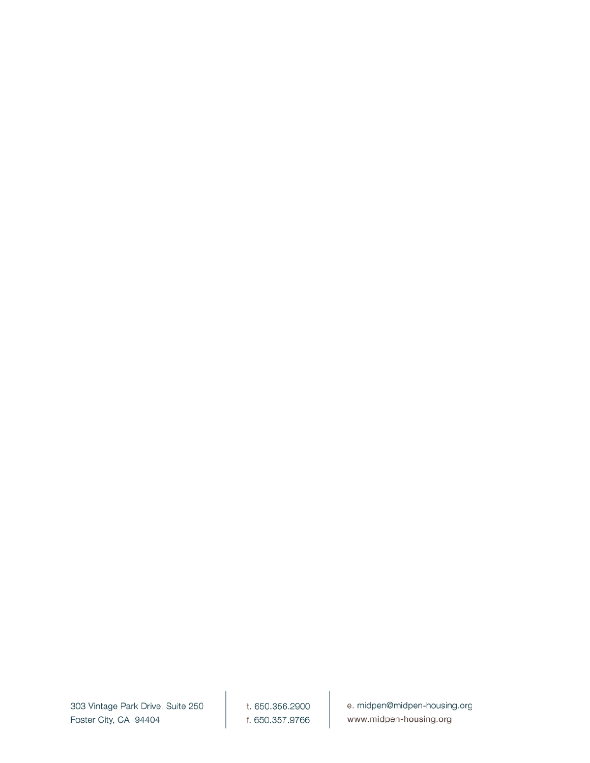303 Vintage Park Drive, Suite 250
Foster City, CA 94404

t. 650.356.2900
f. 650.357.9766

e. midpen@midpen-housing.org
www.midpen-housing.org